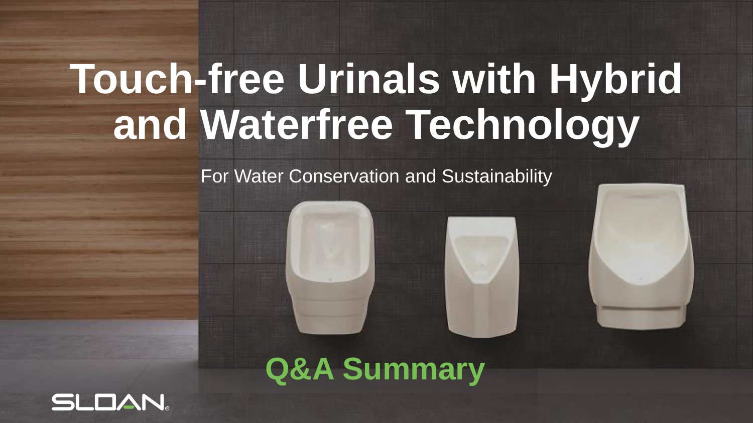# Touch-free Urinals with Hybrid and Waterfree Technology

For Water Conservation and Sustainability

## Q&A Summary

SLOAN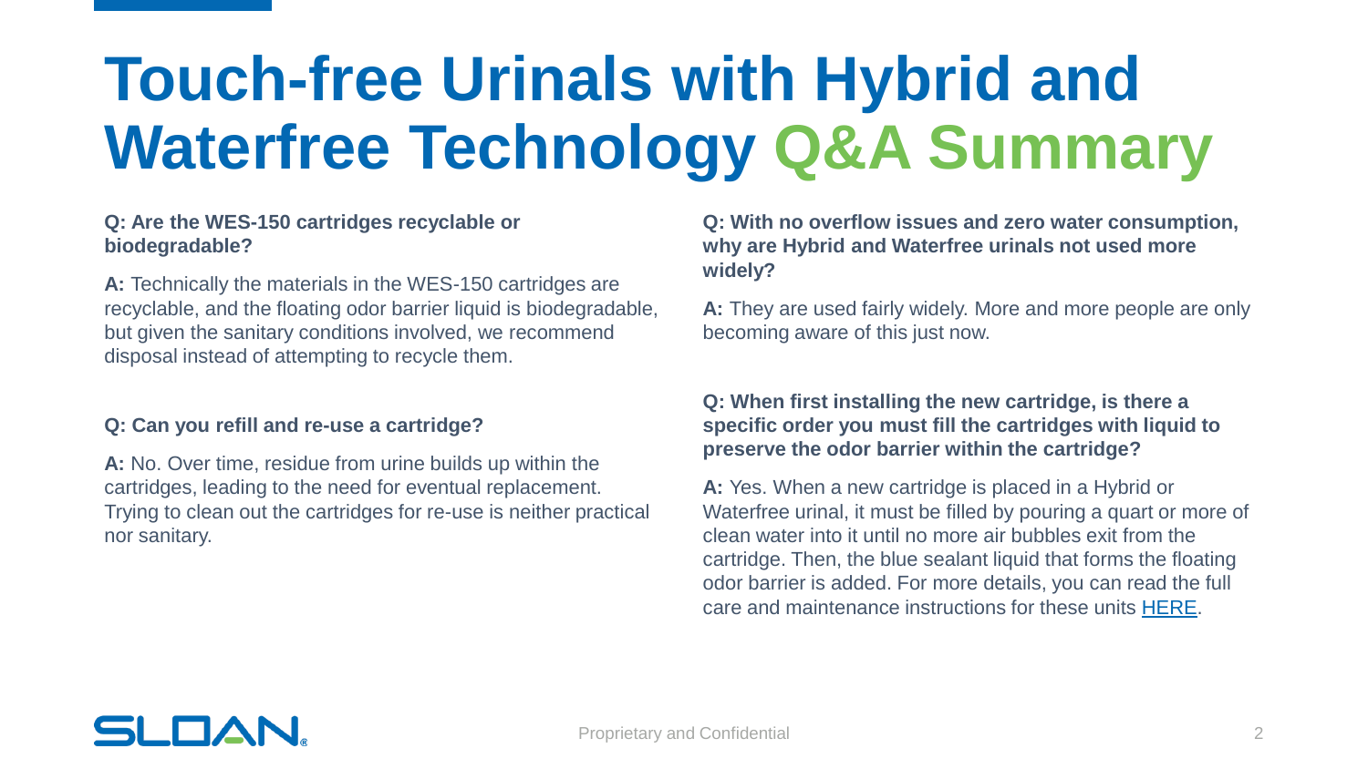# Touch-free Urinals with Hybrid and Waterfree Technology Q&A Summary

**Q: Are the WES-150 cartridges recyclable or biodegradable?**

**A:** Technically the materials in the WES-150 cartridges are recyclable, and the floating odor barrier liquid is biodegradable, but given the sanitary conditions involved, we recommend disposal instead of attempting to recycle them.

**Q: Can you refill and re-use a cartridge?**

**A:** No. Over time, residue from urine builds up within the cartridges, leading to the need for eventual replacement. Trying to clean out the cartridges for re-use is neither practical nor sanitary.

**Q: With no overflow issues and zero water consumption, why are Hybrid and Waterfree urinals not used more widely?**

**A:** They are used fairly widely. More and more people are only becoming aware of this just now.

**Q: When first installing the new cartridge, is there a specific order you must fill the cartridges with liquid to preserve the odor barrier within the cartridge?**

**A:** Yes. When a new cartridge is placed in a Hybrid or Waterfree urinal, it must be filled by pouring a quart or more of clean water into it until no more air bubbles exit from the cartridge. Then, the blue sealant liquid that forms the floating odor barrier is added. For more details, you can read the full care and maintenance instructions for these units HERE.

SLOAN

Proprietary and Confidential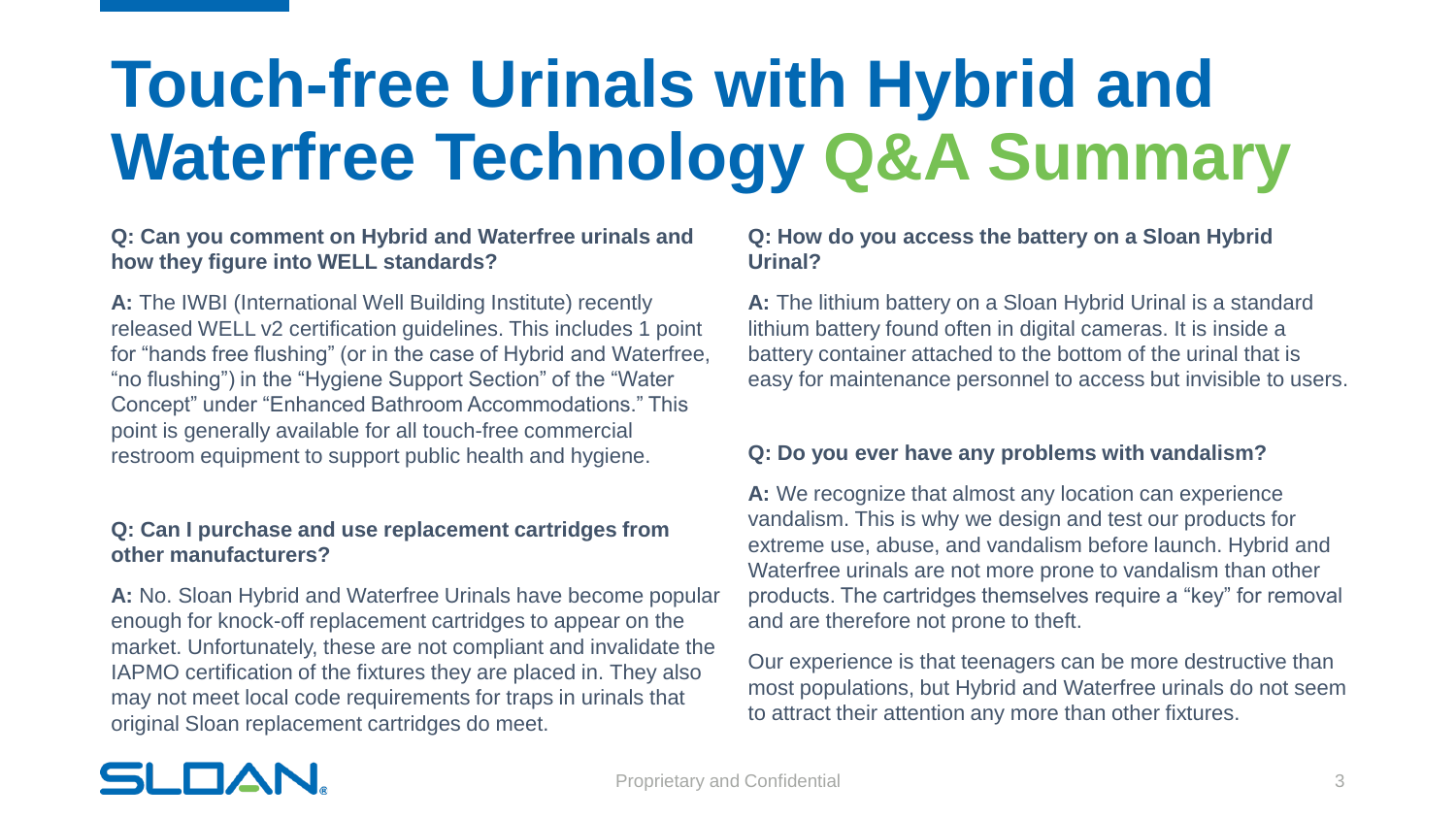# Touch-free Urinals with Hybrid and Waterfree Technology Q&A Summary

**Q: Can you comment on Hybrid and Waterfree urinals and how they figure into WELL standards?**

**A:** The IWBI (International Well Building Institute) recently released WELL v2 certification guidelines. This includes 1 point for "hands free flushing" (or in the case of Hybrid and Waterfree, "no flushing") in the "Hygiene Support Section" of the "Water Concept" under "Enhanced Bathroom Accommodations." This point is generally available for all touch-free commercial restroom equipment to support public health and hygiene.

**Q: Can I purchase and use replacement cartridges from other manufacturers?**

**A:** No. Sloan Hybrid and Waterfree Urinals have become popular enough for knock-off replacement cartridges to appear on the market. Unfortunately, these are not compliant and invalidate the IAPMO certification of the fixtures they are placed in. They also may not meet local code requirements for traps in urinals that original Sloan replacement cartridges do meet.

**Q: How do you access the battery on a Sloan Hybrid Urinal?**

**A:** The lithium battery on a Sloan Hybrid Urinal is a standard lithium battery found often in digital cameras. It is inside a battery container attached to the bottom of the urinal that is easy for maintenance personnel to access but invisible to users.

**Q: Do you ever have any problems with vandalism?**

**A:** We recognize that almost any location can experience vandalism. This is why we design and test our products for extreme use, abuse, and vandalism before launch. Hybrid and Waterfree urinals are not more prone to vandalism than other products. The cartridges themselves require a "key" for removal and are therefore not prone to theft.

Our experience is that teenagers can be more destructive than most populations, but Hybrid and Waterfree urinals do not seem to attract their attention any more than other fixtures.

Proprietary and Confidential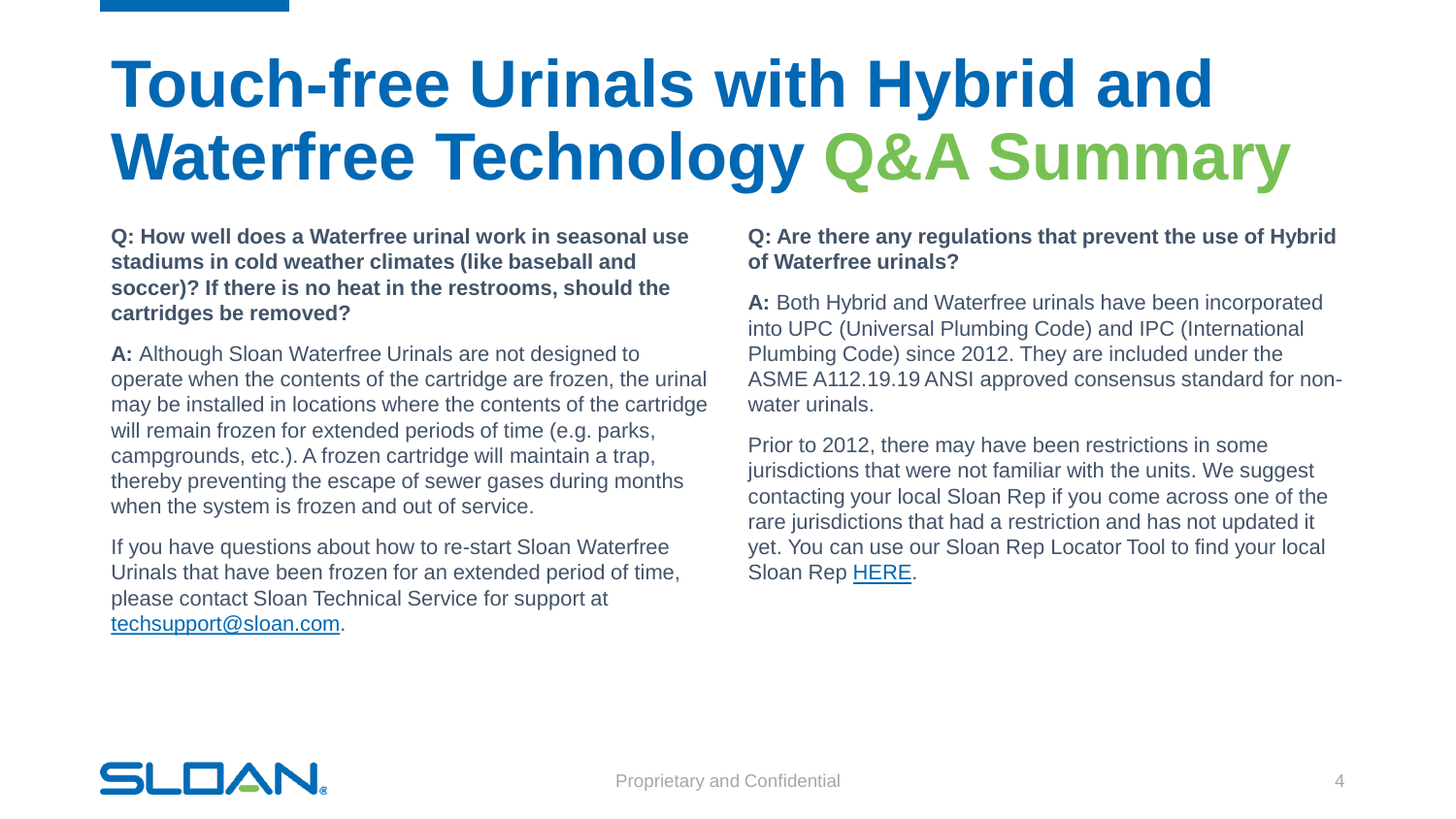# Touch-free Urinals with Hybrid and Waterfree Technology Q&A Summary

**Q: How well does a Waterfree urinal work in seasonal use stadiums in cold weather climates (like baseball and soccer)? If there is no heat in the restrooms, should the cartridges be removed?**

**A:** Although Sloan Waterfree Urinals are not designed to operate when the contents of the cartridge are frozen, the urinal may be installed in locations where the contents of the cartridge will remain frozen for extended periods of time (e.g. parks, campgrounds, etc.). A frozen cartridge will maintain a trap, thereby preventing the escape of sewer gases during months when the system is frozen and out of service.

If you have questions about how to re-start Sloan Waterfree Urinals that have been frozen for an extended period of time, please contact Sloan Technical Service for support at techsupport@sloan.com.

**Q: Are there any regulations that prevent the use of Hybrid of Waterfree urinals?**

**A:** Both Hybrid and Waterfree urinals have been incorporated into UPC (Universal Plumbing Code) and IPC (International Plumbing Code) since 2012. They are included under the ASME A112.19.19 ANSI approved consensus standard for non-water urinals.

Prior to 2012, there may have been restrictions in some jurisdictions that were not familiar with the units. We suggest contacting your local Sloan Rep if you come across one of the rare jurisdictions that had a restriction and has not updated it yet. You can use our Sloan Rep Locator Tool to find your local Sloan Rep HERE.

Proprietary and Confidential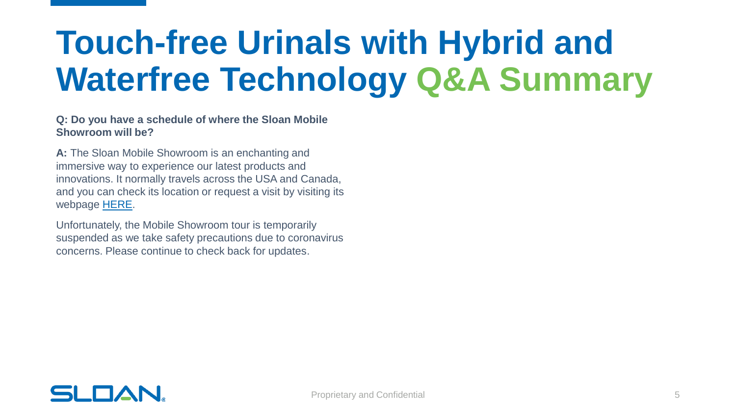# Touch-free Urinals with Hybrid and Waterfree Technology Q&A Summary

**Q: Do you have a schedule of where the Sloan Mobile Showroom will be?**

**A:** The Sloan Mobile Showroom is an enchanting and immersive way to experience our latest products and innovations. It normally travels across the USA and Canada, and you can check its location or request a visit by visiting its webpage HERE.

Unfortunately, the Mobile Showroom tour is temporarily suspended as we take safety precautions due to coronavirus concerns. Please continue to check back for updates.

Proprietary and Confidential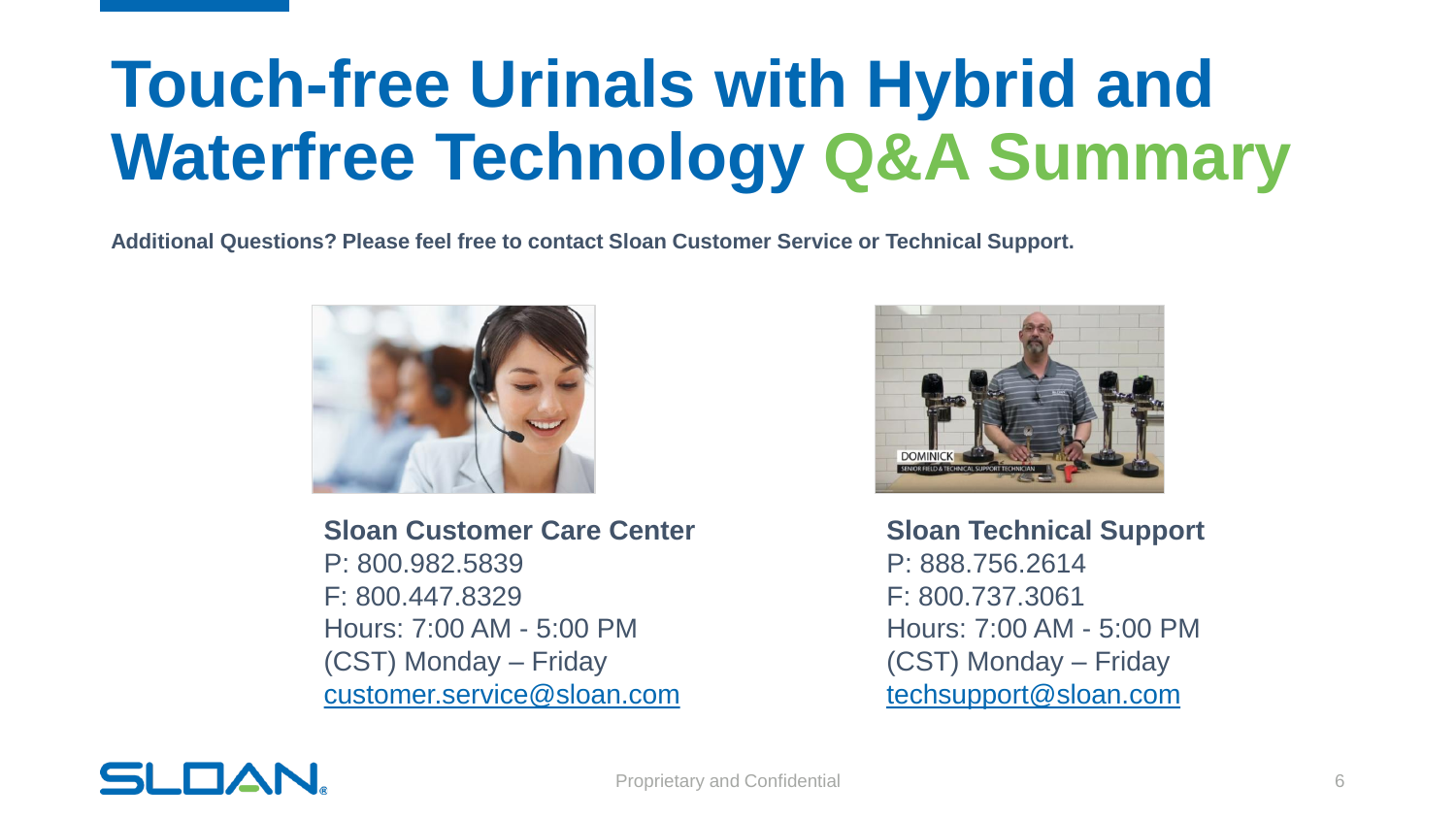# Touch-free Urinals with Hybrid and Waterfree Technology Q&A Summary

**Additional Questions? Please feel free to contact Sloan Customer Service or Technical Support.**

**Sloan Customer Care Center**
P: 800.982.5839
F: 800.447.8329
Hours: 7:00 AM - 5:00 PM (CST) Monday – Friday
customer.service@sloan.com

**Sloan Technical Support**
P: 888.756.2614
F: 800.737.3061
Hours: 7:00 AM - 5:00 PM (CST) Monday – Friday
techsupport@sloan.com

Proprietary and Confidential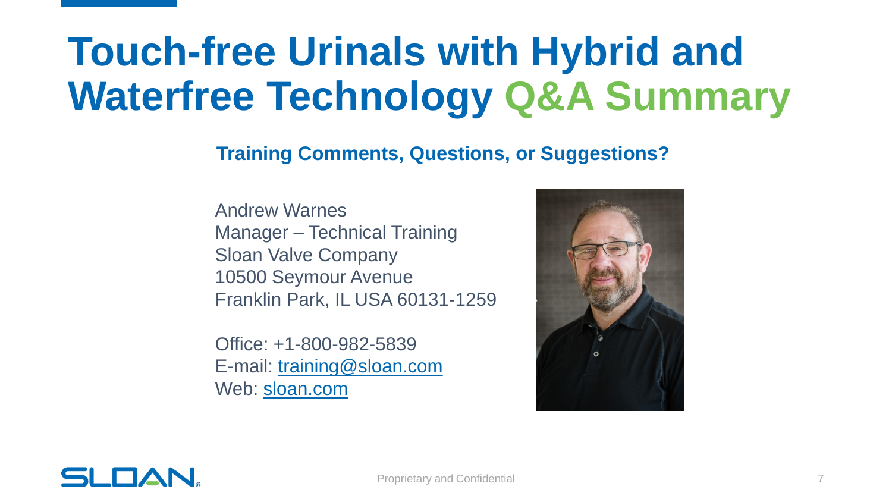# Touch-free Urinals with Hybrid and Waterfree Technology Q&A Summary

**Training Comments, Questions, or Suggestions?**

Andrew Warnes
Manager – Technical Training
Sloan Valve Company
10500 Seymour Avenue
Franklin Park, IL USA 60131-1259

Office: +1-800-982-5839
E-mail: training@sloan.com
Web: sloan.com

Proprietary and Confidential